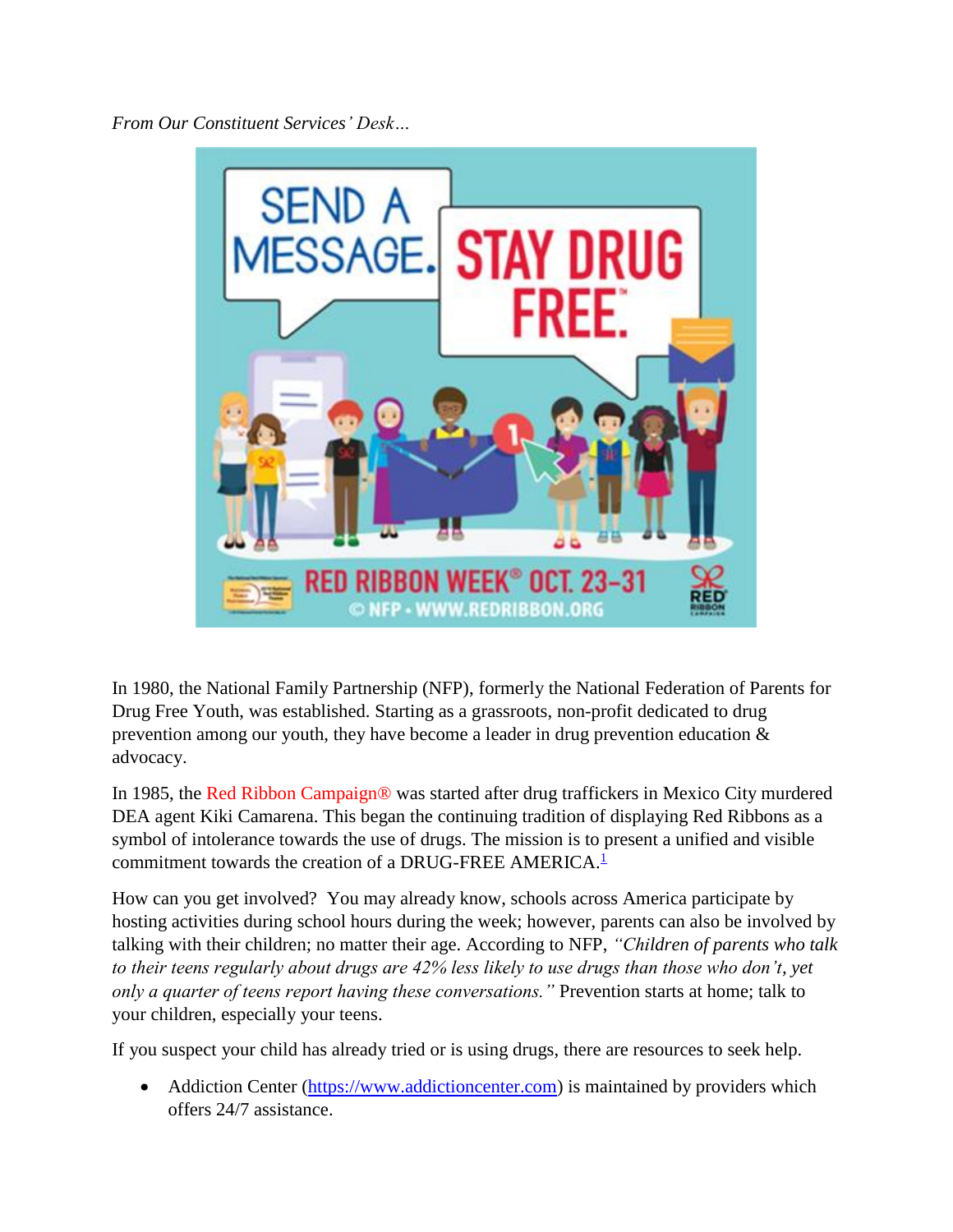*From Our Constituent Services' Desk…*

In 1980, the National Family Partnership (NFP), formerly the National Federation of Parents for Drug Free Youth, was established. Starting as a grassroots, non-profit dedicated to drug prevention among our youth, they have become a leader in drug prevention education & advocacy.

In 1985, the Red Ribbon Campaign® was started after drug traffickers in Mexico City murdered DEA agent Kiki Camarena. This began the continuing tradition of displaying Red Ribbons as a symbol of intolerance towards the use of drugs. The mission is to present a unified and visible commitment towards the creation of a DRUG-FREE AMERICA.[1]

How can you get involved? You may already know, schools across America participate by hosting activities during school hours during the week; however, parents can also be involved by talking with their children; no matter their age. According to NFP, *"Children of parents who talk to their teens regularly about drugs are 42% less likely to use drugs than those who don't, yet only a quarter of teens report having these conversations."* Prevention starts at home; talk to your children, especially your teens.

If you suspect your child has already tried or is using drugs, there are resources to seek help.

- Addiction Center (https://www.addictioncenter.com) is maintained by providers which offers 24/7 assistance.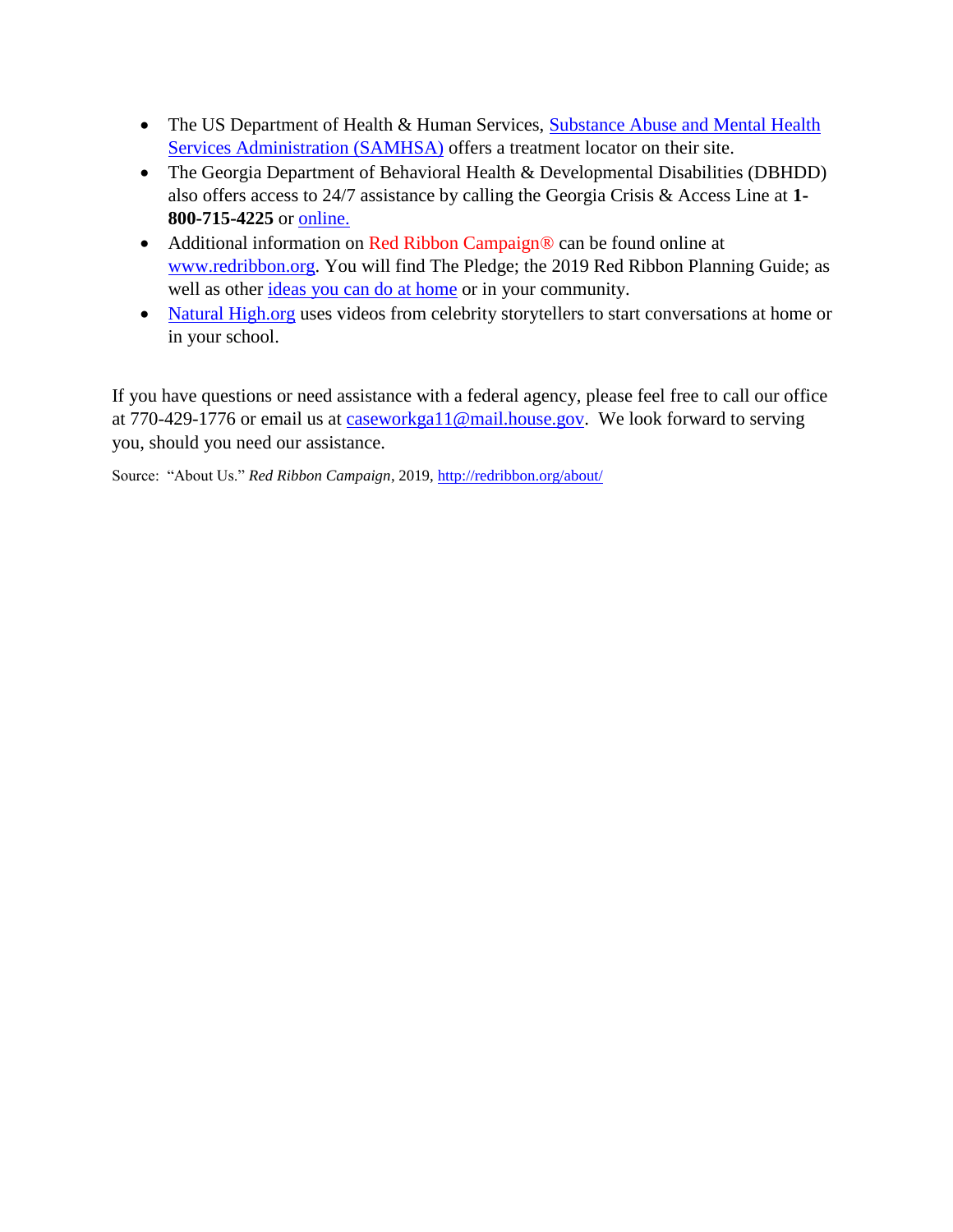- The US Department of Health & Human Services, Substance Abuse and Mental Health Services Administration (SAMHSA) offers a treatment locator on their site.
- The Georgia Department of Behavioral Health & Developmental Disabilities (DBHDD) also offers access to 24/7 assistance by calling the Georgia Crisis & Access Line at **1-800-715-4225** or online.
- Additional information on Red Ribbon Campaign® can be found online at www.redribbon.org. You will find The Pledge; the 2019 Red Ribbon Planning Guide; as well as other ideas you can do at home or in your community.
- Natural High.org uses videos from celebrity storytellers to start conversations at home or in your school.

If you have questions or need assistance with a federal agency, please feel free to call our office at 770-429-1776 or email us at caseworkga11@mail.house.gov. We look forward to serving you, should you need our assistance.

Source: "About Us." *Red Ribbon Campaign*, 2019, http://redribbon.org/about/